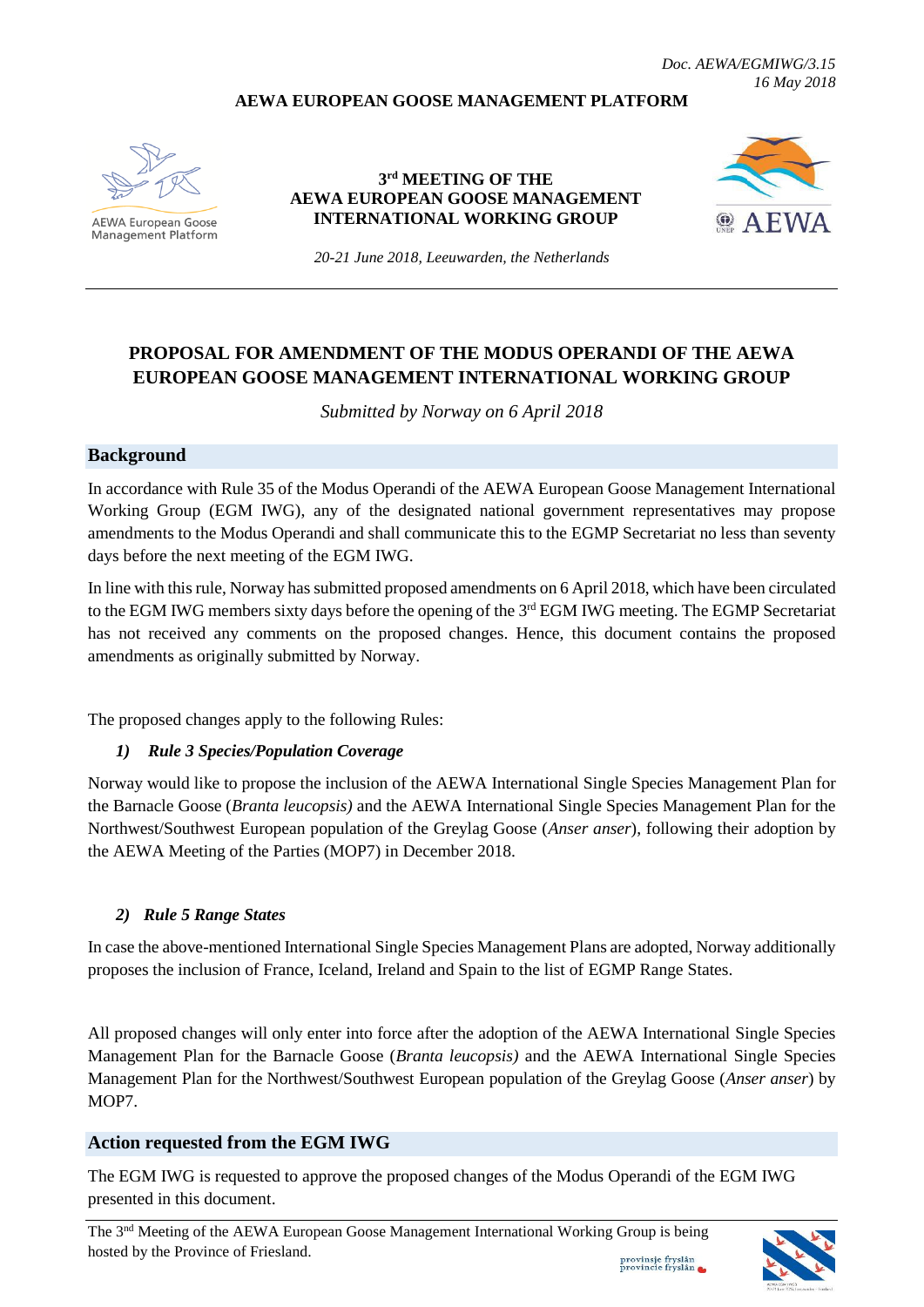*Doc. AEWA/EGMIWG/3.15*
*16 May 2018*

**AEWA EUROPEAN GOOSE MANAGEMENT PLATFORM**

AEWA European Goose Management Platform

**3rd MEETING OF THE AEWA EUROPEAN GOOSE MANAGEMENT INTERNATIONAL WORKING GROUP**

*20-21 June 2018, Leeuwarden, the Netherlands*

AEWA

# PROPOSAL FOR AMENDMENT OF THE MODUS OPERANDI OF THE AEWA EUROPEAN GOOSE MANAGEMENT INTERNATIONAL WORKING GROUP

*Submitted by Norway on 6 April 2018*

## Background

In accordance with Rule 35 of the Modus Operandi of the AEWA European Goose Management International Working Group (EGM IWG), any of the designated national government representatives may propose amendments to the Modus Operandi and shall communicate this to the EGMP Secretariat no less than seventy days before the next meeting of the EGM IWG.

In line with this rule, Norway has submitted proposed amendments on 6 April 2018, which have been circulated to the EGM IWG members sixty days before the opening of the 3rd EGM IWG meeting. The EGMP Secretariat has not received any comments on the proposed changes. Hence, this document contains the proposed amendments as originally submitted by Norway.

The proposed changes apply to the following Rules:

***1) Rule 3 Species/Population Coverage***

Norway would like to propose the inclusion of the AEWA International Single Species Management Plan for the Barnacle Goose (*Branta leucopsis)* and the AEWA International Single Species Management Plan for the Northwest/Southwest European population of the Greylag Goose (*Anser anser*), following their adoption by the AEWA Meeting of the Parties (MOP7) in December 2018.

***2) Rule 5 Range States***

In case the above-mentioned International Single Species Management Plans are adopted, Norway additionally proposes the inclusion of France, Iceland, Ireland and Spain to the list of EGMP Range States.

All proposed changes will only enter into force after the adoption of the AEWA International Single Species Management Plan for the Barnacle Goose (*Branta leucopsis)* and the AEWA International Single Species Management Plan for the Northwest/Southwest European population of the Greylag Goose (*Anser anser*) by MOP7.

## Action requested from the EGM IWG

The EGM IWG is requested to approve the proposed changes of the Modus Operandi of the EGM IWG presented in this document.

The 3rd Meeting of the AEWA European Goose Management International Working Group is being hosted by the Province of Friesland.

provinsje fryslân
provincie fryslân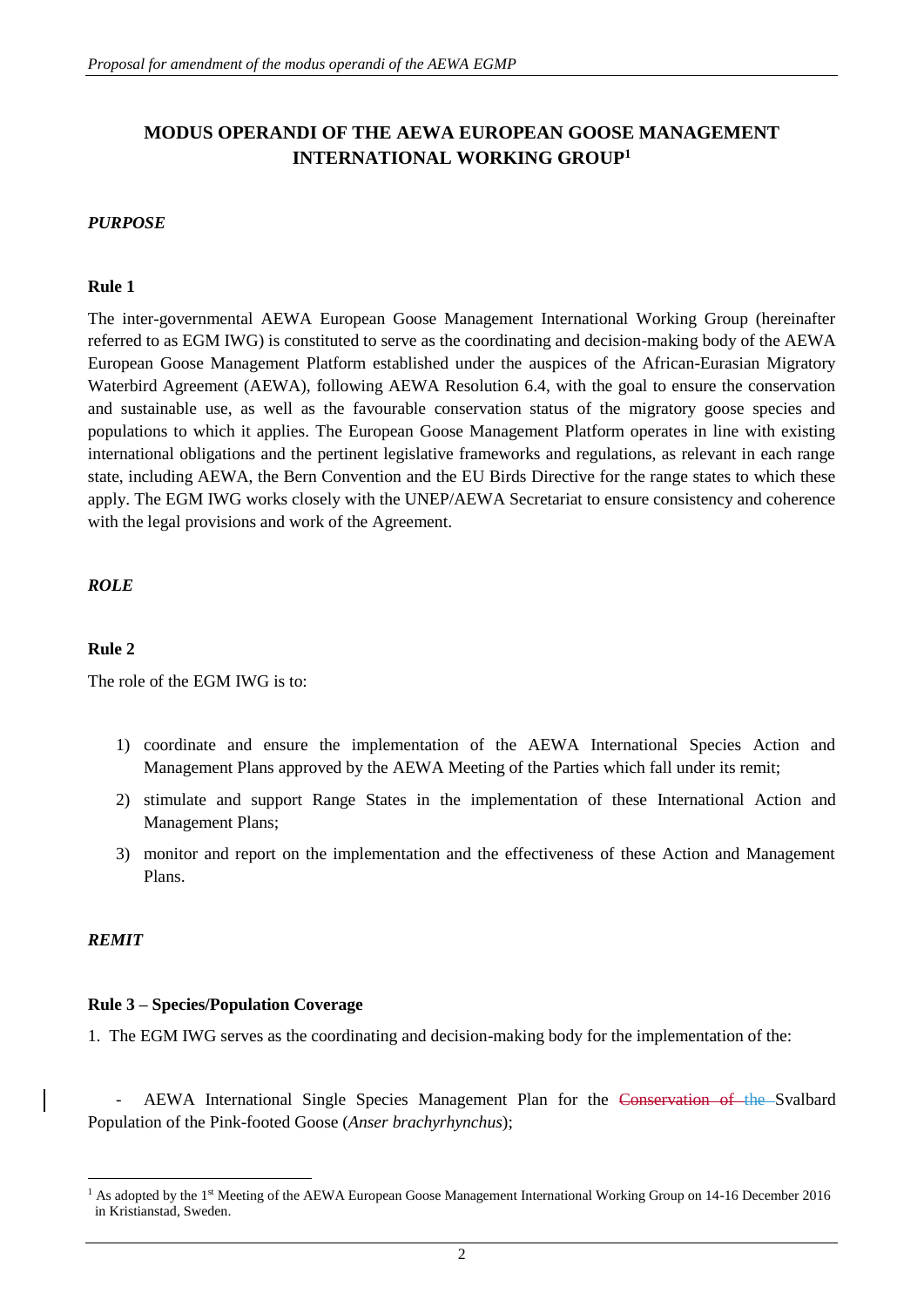# MODUS OPERANDI OF THE AEWA EUROPEAN GOOSE MANAGEMENT INTERNATIONAL WORKING GROUP[1]

## *PURPOSE*

### Rule 1

The inter-governmental AEWA European Goose Management International Working Group (hereinafter referred to as EGM IWG) is constituted to serve as the coordinating and decision-making body of the AEWA European Goose Management Platform established under the auspices of the African-Eurasian Migratory Waterbird Agreement (AEWA), following AEWA Resolution 6.4, with the goal to ensure the conservation and sustainable use, as well as the favourable conservation status of the migratory goose species and populations to which it applies. The European Goose Management Platform operates in line with existing international obligations and the pertinent legislative frameworks and regulations, as relevant in each range state, including AEWA, the Bern Convention and the EU Birds Directive for the range states to which these apply. The EGM IWG works closely with the UNEP/AEWA Secretariat to ensure consistency and coherence with the legal provisions and work of the Agreement.

## *ROLE*

### Rule 2

The role of the EGM IWG is to:

1) coordinate and ensure the implementation of the AEWA International Species Action and Management Plans approved by the AEWA Meeting of the Parties which fall under its remit;
2) stimulate and support Range States in the implementation of these International Action and Management Plans;
3) monitor and report on the implementation and the effectiveness of these Action and Management Plans.

## *REMIT*

### Rule 3 – Species/Population Coverage

1. The EGM IWG serves as the coordinating and decision-making body for the implementation of the:

- AEWA International Single Species Management Plan for the ~~Conservation of the~~ Svalbard Population of the Pink-footed Goose (*Anser brachyrhynchus*);

[1] As adopted by the 1st Meeting of the AEWA European Goose Management International Working Group on 14-16 December 2016 in Kristianstad, Sweden.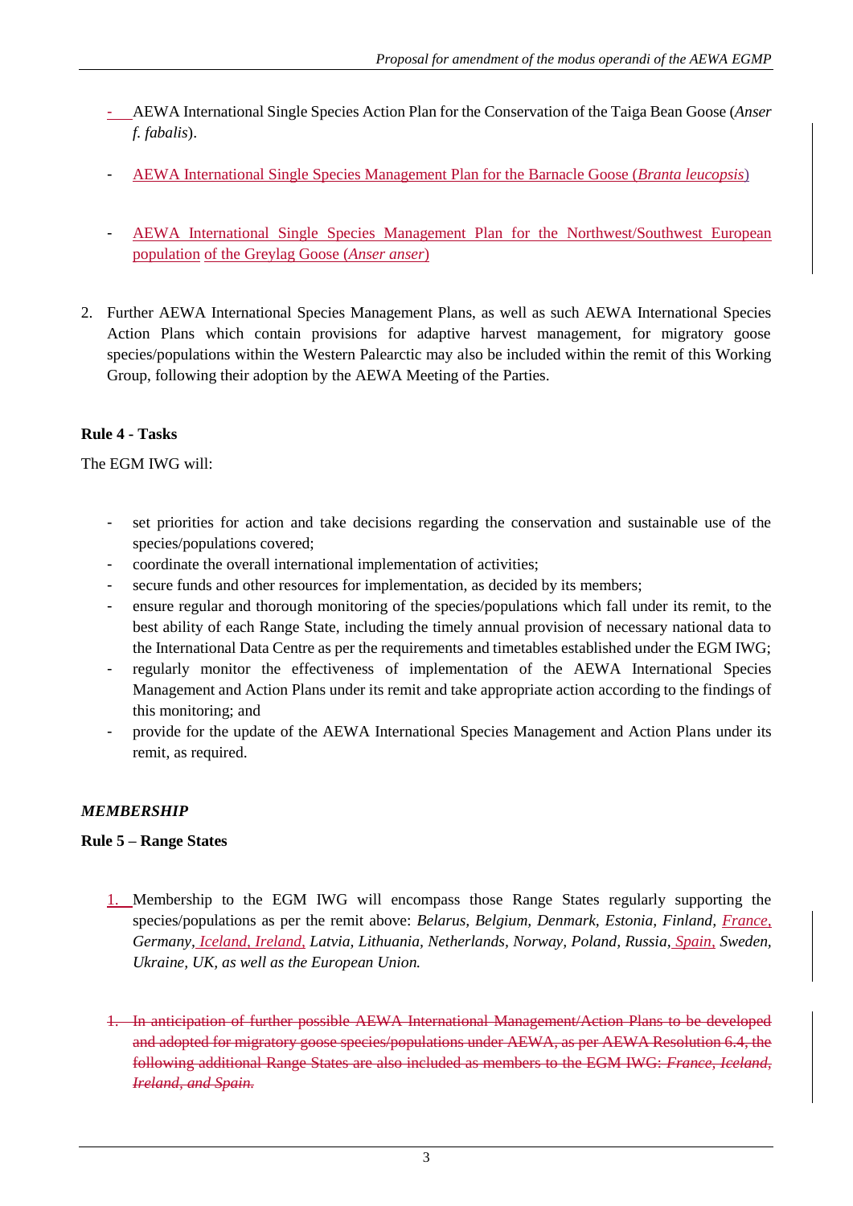- AEWA International Single Species Action Plan for the Conservation of the Taiga Bean Goose (*Anser f. fabalis*).

- AEWA International Single Species Management Plan for the Barnacle Goose (*Branta leucopsis*)

- AEWA International Single Species Management Plan for the Northwest/Southwest European population of the Greylag Goose (*Anser anser*)

2. Further AEWA International Species Management Plans, as well as such AEWA International Species Action Plans which contain provisions for adaptive harvest management, for migratory goose species/populations within the Western Palearctic may also be included within the remit of this Working Group, following their adoption by the AEWA Meeting of the Parties.

**Rule 4 - Tasks**

The EGM IWG will:

- set priorities for action and take decisions regarding the conservation and sustainable use of the species/populations covered;
- coordinate the overall international implementation of activities;
- secure funds and other resources for implementation, as decided by its members;
- ensure regular and thorough monitoring of the species/populations which fall under its remit, to the best ability of each Range State, including the timely annual provision of necessary national data to the International Data Centre as per the requirements and timetables established under the EGM IWG;
- regularly monitor the effectiveness of implementation of the AEWA International Species Management and Action Plans under its remit and take appropriate action according to the findings of this monitoring; and
- provide for the update of the AEWA International Species Management and Action Plans under its remit, as required.

***MEMBERSHIP***

**Rule 5 – Range States**

1. Membership to the EGM IWG will encompass those Range States regularly supporting the species/populations as per the remit above: *Belarus, Belgium, Denmark, Estonia, Finland, France, Germany, Iceland, Ireland, Latvia, Lithuania, Netherlands, Norway, Poland, Russia, Spain, Sweden, Ukraine, UK, as well as the European Union.*

1. ~~In anticipation of further possible AEWA International Management/Action Plans to be developed and adopted for migratory goose species/populations under AEWA, as per AEWA Resolution 6.4, the following additional Range States are also included as members to the EGM IWG: *France, Iceland, Ireland, and Spain.*~~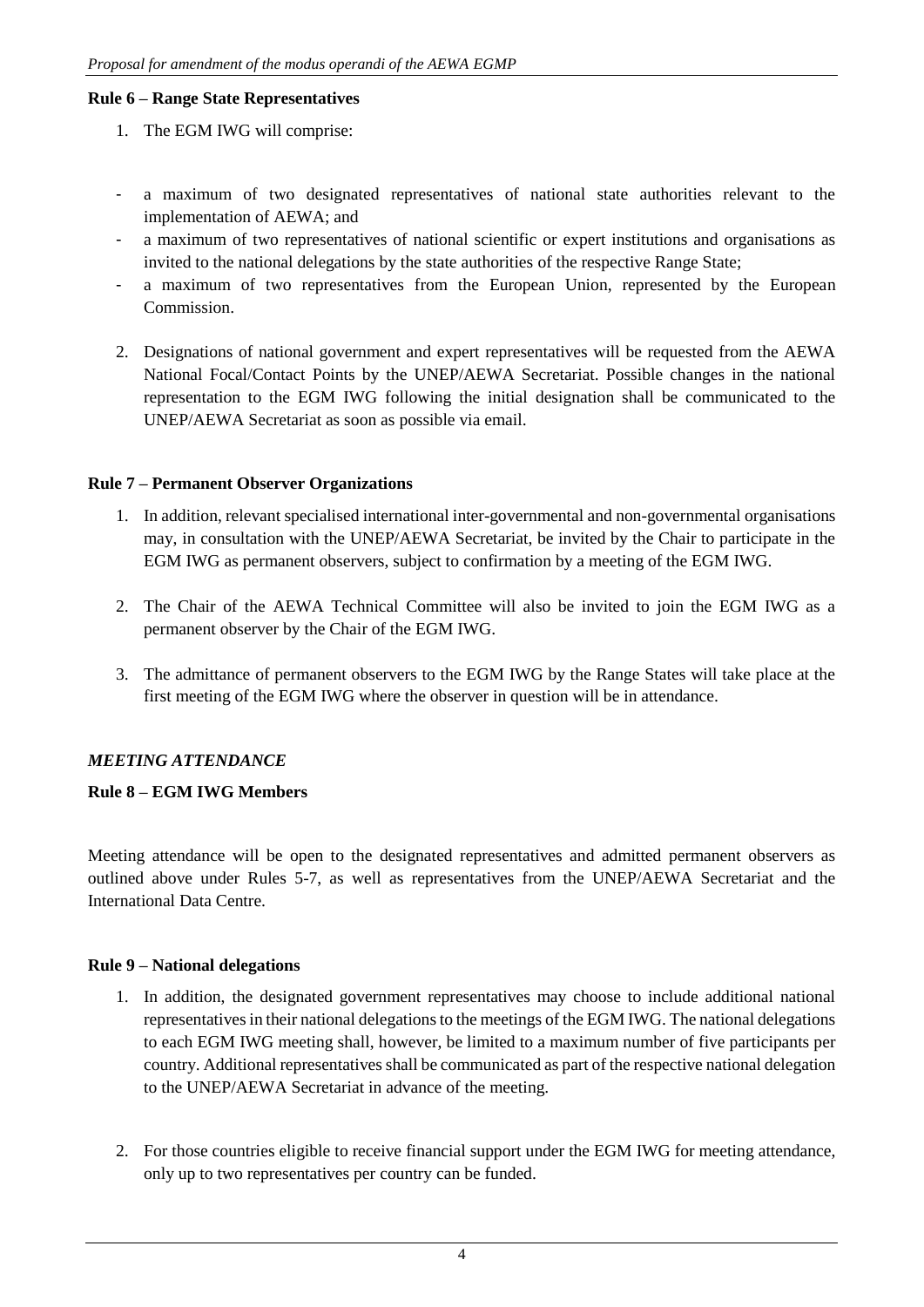**Rule 6 – Range State Representatives**

1. The EGM IWG will comprise:

- a maximum of two designated representatives of national state authorities relevant to the implementation of AEWA; and
- a maximum of two representatives of national scientific or expert institutions and organisations as invited to the national delegations by the state authorities of the respective Range State;
- a maximum of two representatives from the European Union, represented by the European Commission.

2. Designations of national government and expert representatives will be requested from the AEWA National Focal/Contact Points by the UNEP/AEWA Secretariat. Possible changes in the national representation to the EGM IWG following the initial designation shall be communicated to the UNEP/AEWA Secretariat as soon as possible via email.

**Rule 7 – Permanent Observer Organizations**

1. In addition, relevant specialised international inter-governmental and non-governmental organisations may, in consultation with the UNEP/AEWA Secretariat, be invited by the Chair to participate in the EGM IWG as permanent observers, subject to confirmation by a meeting of the EGM IWG.

2. The Chair of the AEWA Technical Committee will also be invited to join the EGM IWG as a permanent observer by the Chair of the EGM IWG.

3. The admittance of permanent observers to the EGM IWG by the Range States will take place at the first meeting of the EGM IWG where the observer in question will be in attendance.

***MEETING ATTENDANCE***

**Rule 8 – EGM IWG Members**

Meeting attendance will be open to the designated representatives and admitted permanent observers as outlined above under Rules 5-7, as well as representatives from the UNEP/AEWA Secretariat and the International Data Centre.

**Rule 9 – National delegations**

1. In addition, the designated government representatives may choose to include additional national representatives in their national delegations to the meetings of the EGM IWG. The national delegations to each EGM IWG meeting shall, however, be limited to a maximum number of five participants per country. Additional representatives shall be communicated as part of the respective national delegation to the UNEP/AEWA Secretariat in advance of the meeting.

2. For those countries eligible to receive financial support under the EGM IWG for meeting attendance, only up to two representatives per country can be funded.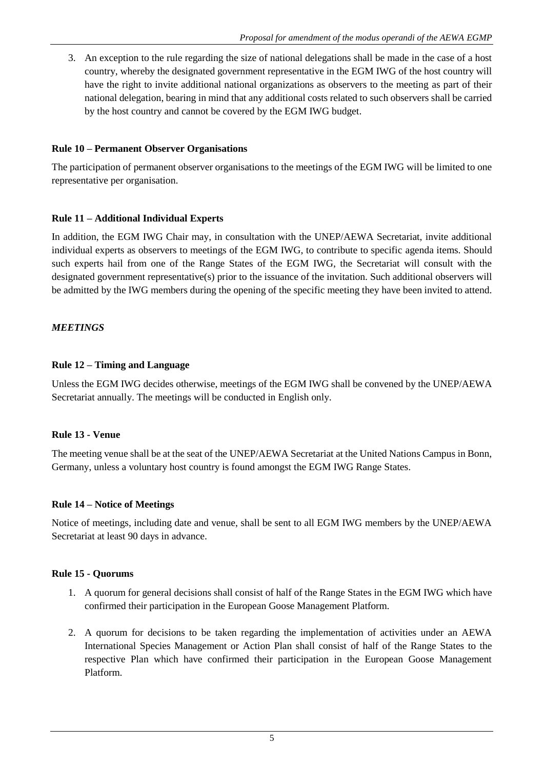3. An exception to the rule regarding the size of national delegations shall be made in the case of a host country, whereby the designated government representative in the EGM IWG of the host country will have the right to invite additional national organizations as observers to the meeting as part of their national delegation, bearing in mind that any additional costs related to such observers shall be carried by the host country and cannot be covered by the EGM IWG budget.

**Rule 10 – Permanent Observer Organisations**

The participation of permanent observer organisations to the meetings of the EGM IWG will be limited to one representative per organisation.

**Rule 11 – Additional Individual Experts**

In addition, the EGM IWG Chair may, in consultation with the UNEP/AEWA Secretariat, invite additional individual experts as observers to meetings of the EGM IWG, to contribute to specific agenda items. Should such experts hail from one of the Range States of the EGM IWG, the Secretariat will consult with the designated government representative(s) prior to the issuance of the invitation. Such additional observers will be admitted by the IWG members during the opening of the specific meeting they have been invited to attend.

***MEETINGS***

**Rule 12 – Timing and Language**

Unless the EGM IWG decides otherwise, meetings of the EGM IWG shall be convened by the UNEP/AEWA Secretariat annually. The meetings will be conducted in English only.

**Rule 13 - Venue**

The meeting venue shall be at the seat of the UNEP/AEWA Secretariat at the United Nations Campus in Bonn, Germany, unless a voluntary host country is found amongst the EGM IWG Range States.

**Rule 14 – Notice of Meetings**

Notice of meetings, including date and venue, shall be sent to all EGM IWG members by the UNEP/AEWA Secretariat at least 90 days in advance.

**Rule 15 - Quorums**

1. A quorum for general decisions shall consist of half of the Range States in the EGM IWG which have confirmed their participation in the European Goose Management Platform.

2. A quorum for decisions to be taken regarding the implementation of activities under an AEWA International Species Management or Action Plan shall consist of half of the Range States to the respective Plan which have confirmed their participation in the European Goose Management Platform.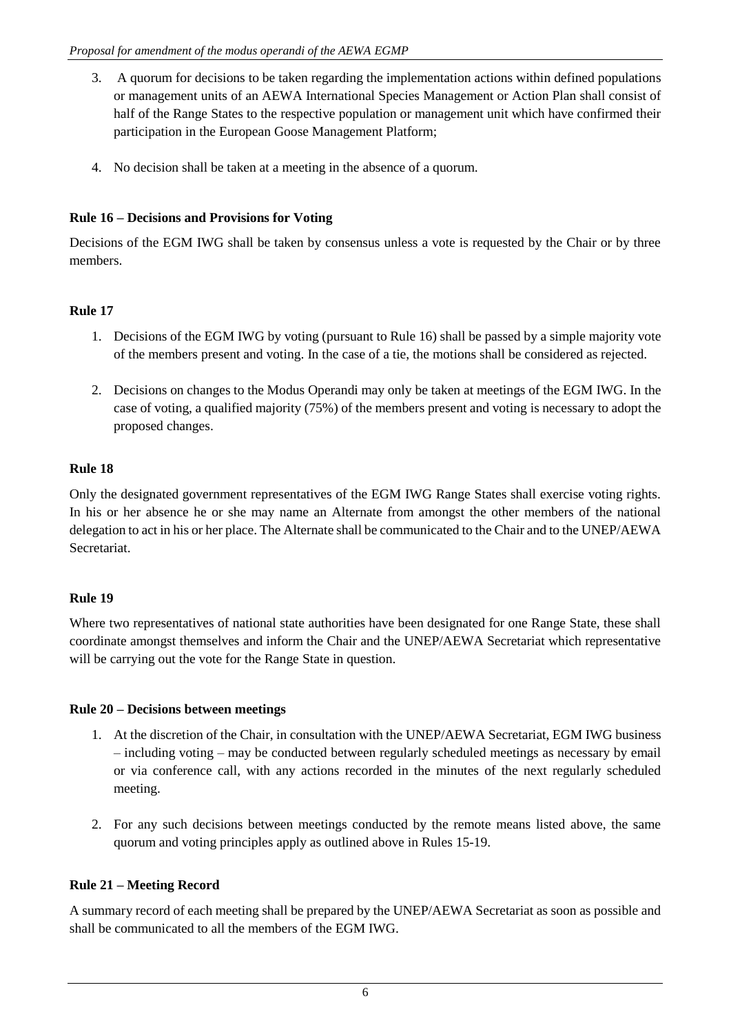3. A quorum for decisions to be taken regarding the implementation actions within defined populations or management units of an AEWA International Species Management or Action Plan shall consist of half of the Range States to the respective population or management unit which have confirmed their participation in the European Goose Management Platform;

4. No decision shall be taken at a meeting in the absence of a quorum.

**Rule 16 – Decisions and Provisions for Voting**

Decisions of the EGM IWG shall be taken by consensus unless a vote is requested by the Chair or by three members.

**Rule 17**

1. Decisions of the EGM IWG by voting (pursuant to Rule 16) shall be passed by a simple majority vote of the members present and voting. In the case of a tie, the motions shall be considered as rejected.

2. Decisions on changes to the Modus Operandi may only be taken at meetings of the EGM IWG. In the case of voting, a qualified majority (75%) of the members present and voting is necessary to adopt the proposed changes.

**Rule 18**

Only the designated government representatives of the EGM IWG Range States shall exercise voting rights. In his or her absence he or she may name an Alternate from amongst the other members of the national delegation to act in his or her place. The Alternate shall be communicated to the Chair and to the UNEP/AEWA Secretariat.

**Rule 19**

Where two representatives of national state authorities have been designated for one Range State, these shall coordinate amongst themselves and inform the Chair and the UNEP/AEWA Secretariat which representative will be carrying out the vote for the Range State in question.

**Rule 20 – Decisions between meetings**

1. At the discretion of the Chair, in consultation with the UNEP/AEWA Secretariat, EGM IWG business – including voting – may be conducted between regularly scheduled meetings as necessary by email or via conference call, with any actions recorded in the minutes of the next regularly scheduled meeting.

2. For any such decisions between meetings conducted by the remote means listed above, the same quorum and voting principles apply as outlined above in Rules 15-19.

**Rule 21 – Meeting Record**

A summary record of each meeting shall be prepared by the UNEP/AEWA Secretariat as soon as possible and shall be communicated to all the members of the EGM IWG.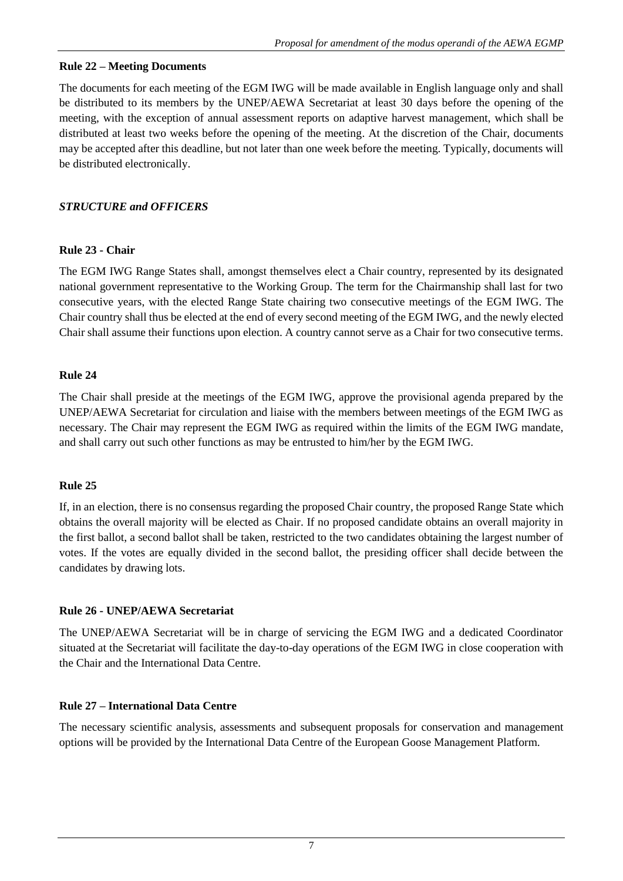**Rule 22 – Meeting Documents**

The documents for each meeting of the EGM IWG will be made available in English language only and shall be distributed to its members by the UNEP/AEWA Secretariat at least 30 days before the opening of the meeting, with the exception of annual assessment reports on adaptive harvest management, which shall be distributed at least two weeks before the opening of the meeting. At the discretion of the Chair, documents may be accepted after this deadline, but not later than one week before the meeting. Typically, documents will be distributed electronically.

***STRUCTURE and OFFICERS***

**Rule 23 - Chair**

The EGM IWG Range States shall, amongst themselves elect a Chair country, represented by its designated national government representative to the Working Group. The term for the Chairmanship shall last for two consecutive years, with the elected Range State chairing two consecutive meetings of the EGM IWG. The Chair country shall thus be elected at the end of every second meeting of the EGM IWG, and the newly elected Chair shall assume their functions upon election. A country cannot serve as a Chair for two consecutive terms.

**Rule 24**

The Chair shall preside at the meetings of the EGM IWG, approve the provisional agenda prepared by the UNEP/AEWA Secretariat for circulation and liaise with the members between meetings of the EGM IWG as necessary. The Chair may represent the EGM IWG as required within the limits of the EGM IWG mandate, and shall carry out such other functions as may be entrusted to him/her by the EGM IWG.

**Rule 25**

If, in an election, there is no consensus regarding the proposed Chair country, the proposed Range State which obtains the overall majority will be elected as Chair. If no proposed candidate obtains an overall majority in the first ballot, a second ballot shall be taken, restricted to the two candidates obtaining the largest number of votes. If the votes are equally divided in the second ballot, the presiding officer shall decide between the candidates by drawing lots.

**Rule 26 - UNEP/AEWA Secretariat**

The UNEP/AEWA Secretariat will be in charge of servicing the EGM IWG and a dedicated Coordinator situated at the Secretariat will facilitate the day-to-day operations of the EGM IWG in close cooperation with the Chair and the International Data Centre.

**Rule 27 – International Data Centre**

The necessary scientific analysis, assessments and subsequent proposals for conservation and management options will be provided by the International Data Centre of the European Goose Management Platform.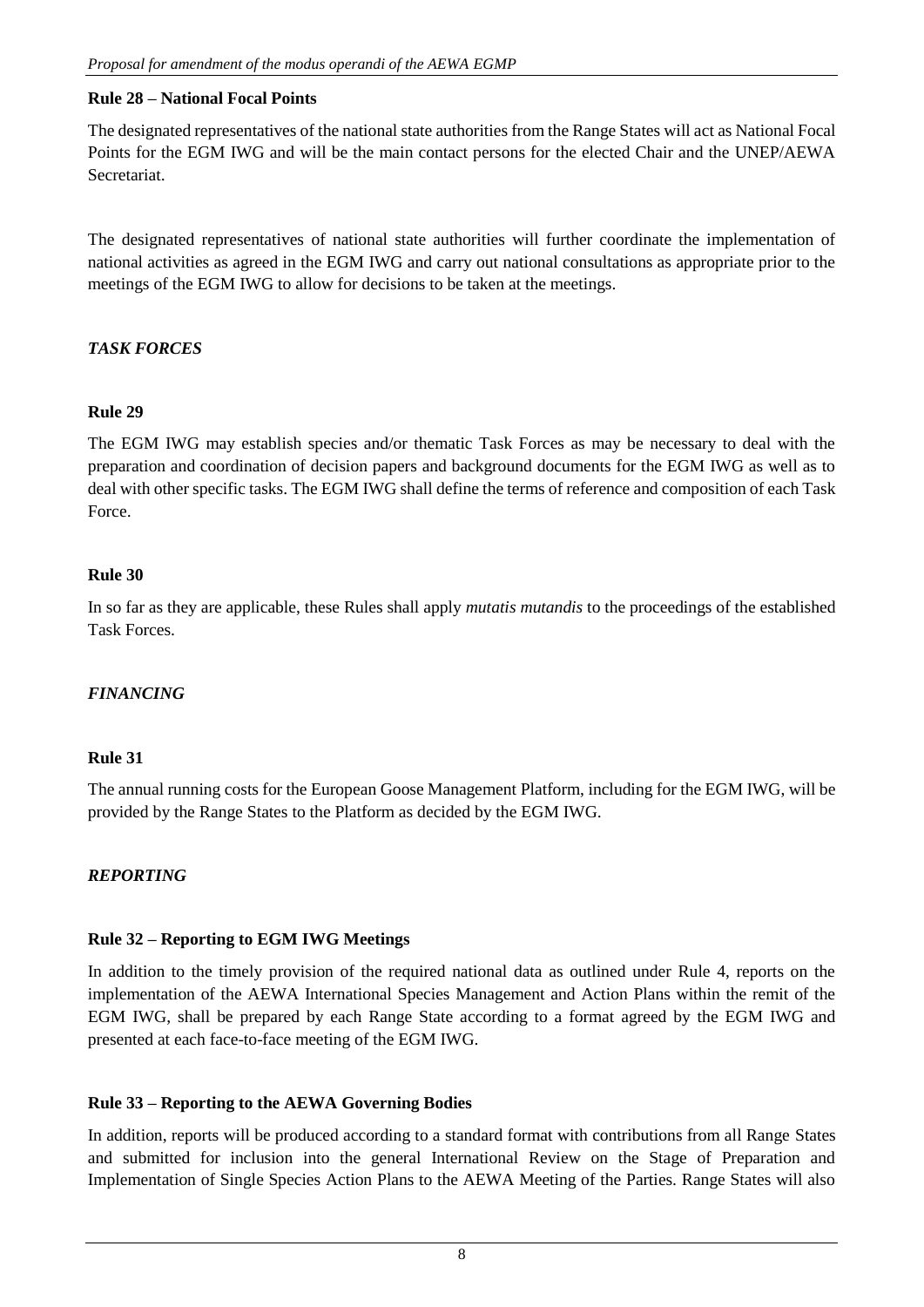**Rule 28 – National Focal Points**

The designated representatives of the national state authorities from the Range States will act as National Focal Points for the EGM IWG and will be the main contact persons for the elected Chair and the UNEP/AEWA Secretariat.

The designated representatives of national state authorities will further coordinate the implementation of national activities as agreed in the EGM IWG and carry out national consultations as appropriate prior to the meetings of the EGM IWG to allow for decisions to be taken at the meetings.

***TASK FORCES***

**Rule 29**

The EGM IWG may establish species and/or thematic Task Forces as may be necessary to deal with the preparation and coordination of decision papers and background documents for the EGM IWG as well as to deal with other specific tasks. The EGM IWG shall define the terms of reference and composition of each Task Force.

**Rule 30**

In so far as they are applicable, these Rules shall apply *mutatis mutandis* to the proceedings of the established Task Forces.

***FINANCING***

**Rule 31**

The annual running costs for the European Goose Management Platform, including for the EGM IWG, will be provided by the Range States to the Platform as decided by the EGM IWG.

***REPORTING***

**Rule 32 – Reporting to EGM IWG Meetings**

In addition to the timely provision of the required national data as outlined under Rule 4, reports on the implementation of the AEWA International Species Management and Action Plans within the remit of the EGM IWG, shall be prepared by each Range State according to a format agreed by the EGM IWG and presented at each face-to-face meeting of the EGM IWG.

**Rule 33 – Reporting to the AEWA Governing Bodies**

In addition, reports will be produced according to a standard format with contributions from all Range States and submitted for inclusion into the general International Review on the Stage of Preparation and Implementation of Single Species Action Plans to the AEWA Meeting of the Parties. Range States will also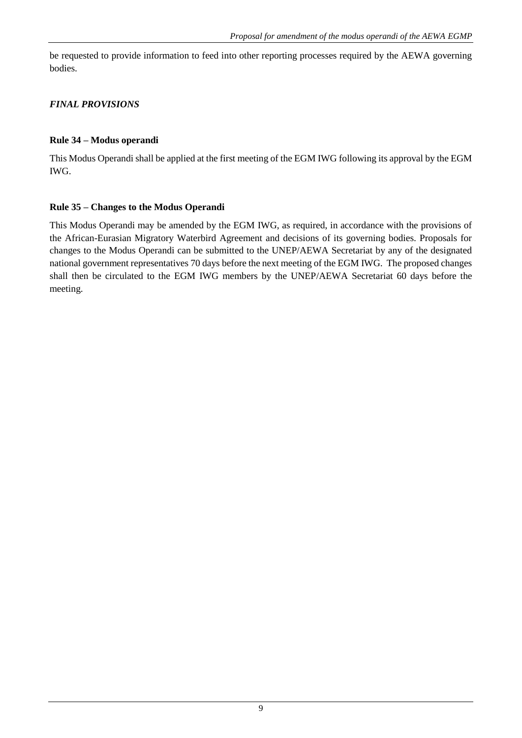be requested to provide information to feed into other reporting processes required by the AEWA governing bodies.

### *FINAL PROVISIONS*

**Rule 34 – Modus operandi**

This Modus Operandi shall be applied at the first meeting of the EGM IWG following its approval by the EGM IWG.

**Rule 35 – Changes to the Modus Operandi**

This Modus Operandi may be amended by the EGM IWG, as required, in accordance with the provisions of the African-Eurasian Migratory Waterbird Agreement and decisions of its governing bodies. Proposals for changes to the Modus Operandi can be submitted to the UNEP/AEWA Secretariat by any of the designated national government representatives 70 days before the next meeting of the EGM IWG. The proposed changes shall then be circulated to the EGM IWG members by the UNEP/AEWA Secretariat 60 days before the meeting.